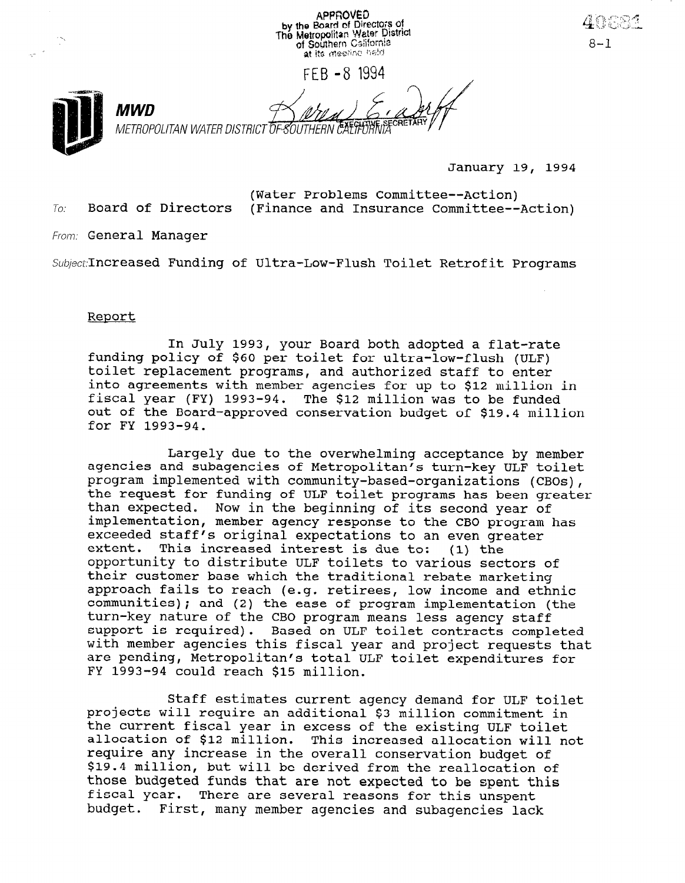APPROVED
by the Board of Directors of
The Metropolitan Water District
of Southern California
at its meeting held

FEB -8 1994

EXECUTIVE SECRETARY

40881

8-1

**MWD**
METROPOLITAN WATER DISTRICT OF SOUTHERN CALIFORNIA

January 19, 1994

To: Board of Directors (Water Problems Committee--Action)
(Finance and Insurance Committee--Action)

From: General Manager

Subject: Increased Funding of Ultra-Low-Flush Toilet Retrofit Programs

## Report

In July 1993, your Board both adopted a flat-rate funding policy of $60 per toilet for ultra-low-flush (ULF) toilet replacement programs, and authorized staff to enter into agreements with member agencies for up to $12 million in fiscal year (FY) 1993-94. The $12 million was to be funded out of the Board-approved conservation budget of $19.4 million for FY 1993-94.

Largely due to the overwhelming acceptance by member agencies and subagencies of Metropolitan's turn-key ULF toilet program implemented with community-based-organizations (CBOs), the request for funding of ULF toilet programs has been greater than expected. Now in the beginning of its second year of implementation, member agency response to the CBO program has exceeded staff's original expectations to an even greater extent. This increased interest is due to: (1) the opportunity to distribute ULF toilets to various sectors of their customer base which the traditional rebate marketing approach fails to reach (e.g. retirees, low income and ethnic communities); and (2) the ease of program implementation (the turn-key nature of the CBO program means less agency staff support is required). Based on ULF toilet contracts completed with member agencies this fiscal year and project requests that are pending, Metropolitan's total ULF toilet expenditures for FY 1993-94 could reach $15 million.

Staff estimates current agency demand for ULF toilet projects will require an additional $3 million commitment in the current fiscal year in excess of the existing ULF toilet allocation of $12 million. This increased allocation will not require any increase in the overall conservation budget of $19.4 million, but will be derived from the reallocation of those budgeted funds that are not expected to be spent this fiscal year. There are several reasons for this unspent budget. First, many member agencies and subagencies lack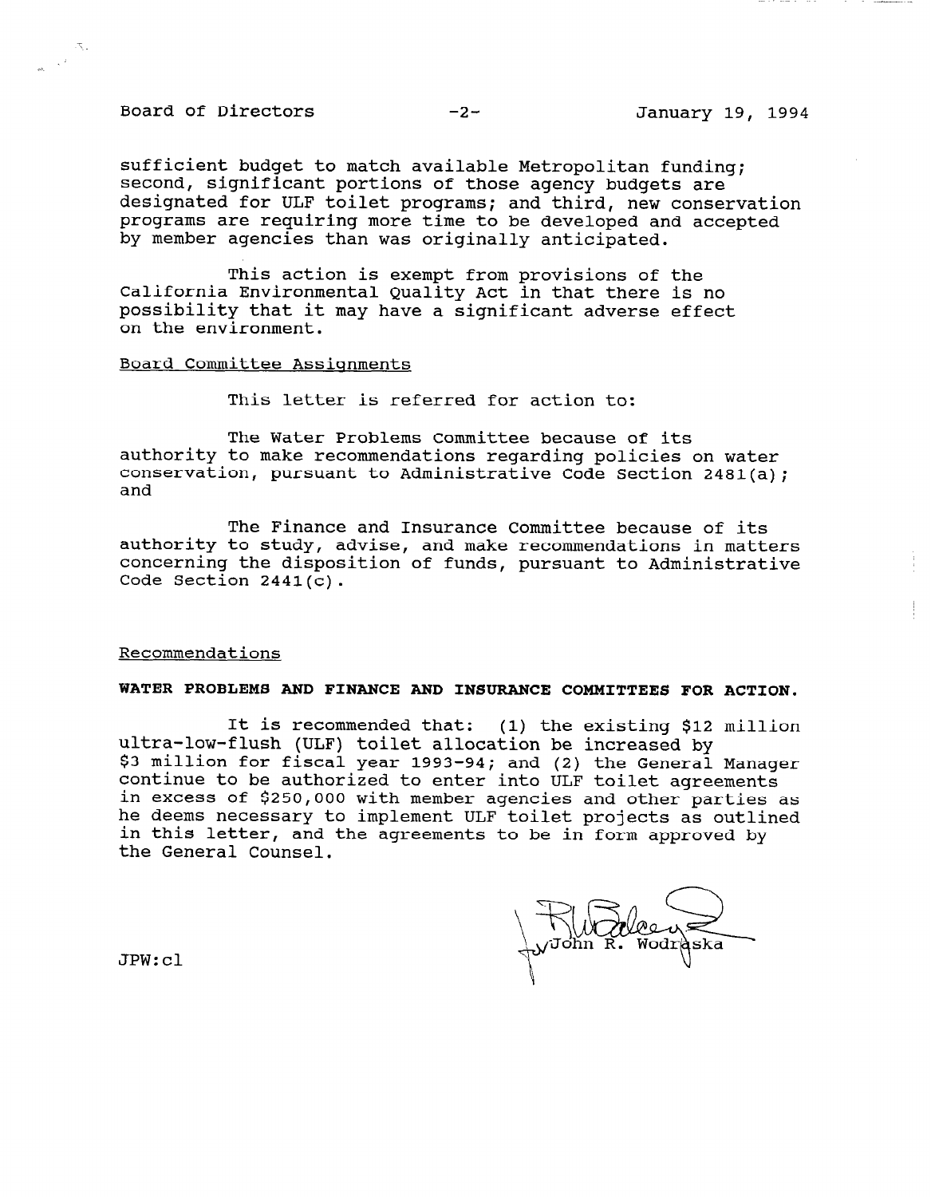sufficient budget to match available Metropolitan funding; second, significant portions of those agency budgets are designated for ULF toilet programs; and third, new conservation programs are requiring more time to be developed and accepted by member agencies than was originally anticipated.

This action is exempt from provisions of the California Environmental Quality Act in that there is no possibility that it may have a significant adverse effect on the environment.

Board Committee Assignments

This letter is referred for action to:

The Water Problems Committee because of its authority to make recommendations regarding policies on water conservation, pursuant to Administrative Code Section 2481(a); and

The Finance and Insurance Committee because of its authority to study, advise, and make recommendations in matters concerning the disposition of funds, pursuant to Administrative Code Section 2441(c).

Recommendations

**WATER PROBLEMS AND FINANCE AND INSURANCE COMMITTEES FOR ACTION.**

It is recommended that: (1) the existing $12 million ultra-low-flush (ULF) toilet allocation be increased by $3 million for fiscal year 1993-94; and (2) the General Manager continue to be authorized to enter into ULF toilet agreements in excess of $250,000 with member agencies and other parties as he deems necessary to implement ULF toilet projects as outlined in this letter, and the agreements to be in form approved by the General Counsel.

John R. Wodraska

JPW:cl